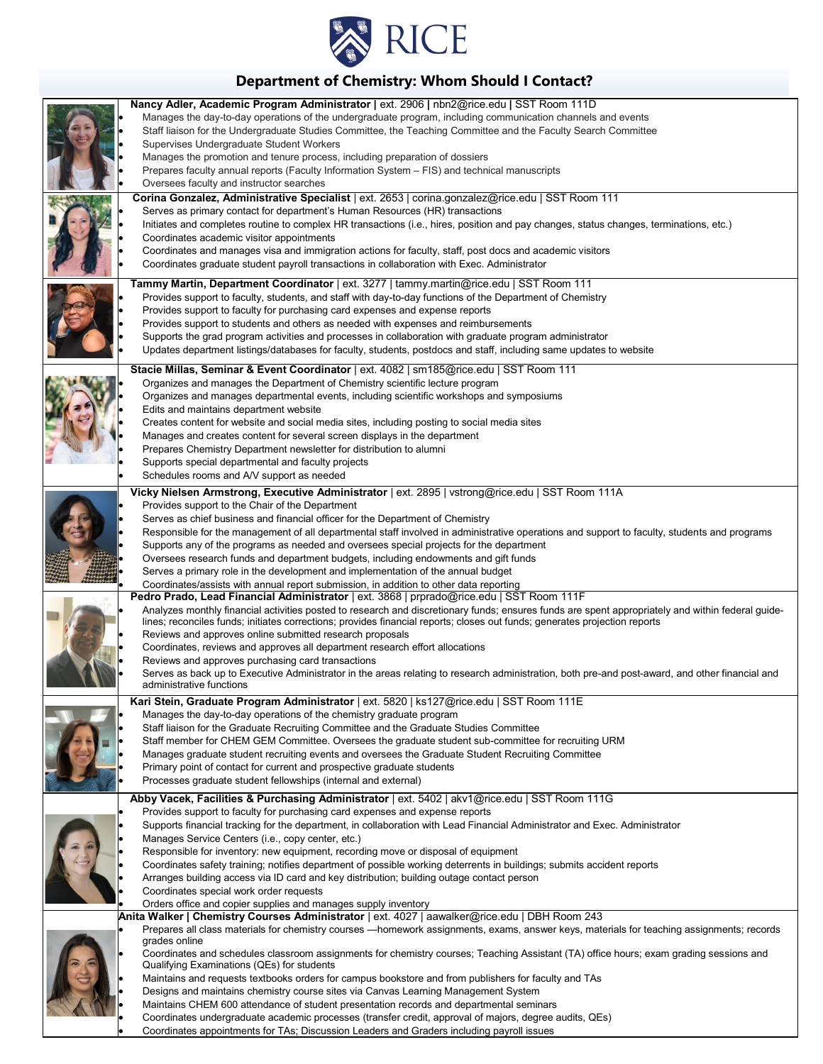RICE

# Department of Chemistry: Whom Should I Contact?

**Nancy Adler, Academic Program Administrator | ext. 2906 | nbn2@rice.edu | SST Room 111D**

- Manages the day-to-day operations of the undergraduate program, including communication channels and events
- Staff liaison for the Undergraduate Studies Committee, the Teaching Committee and the Faculty Search Committee
- Supervises Undergraduate Student Workers
- Manages the promotion and tenure process, including preparation of dossiers
- Prepares faculty annual reports (Faculty Information System – FIS) and technical manuscripts
- Oversees faculty and instructor searches

**Corina Gonzalez, Administrative Specialist** | ext. 2653 | corina.gonzalez@rice.edu | SST Room 111

- Serves as primary contact for department's Human Resources (HR) transactions
- Initiates and completes routine to complex HR transactions (i.e., hires, position and pay changes, status changes, terminations, etc.)
- Coordinates academic visitor appointments
- Coordinates and manages visa and immigration actions for faculty, staff, post docs and academic visitors
- Coordinates graduate student payroll transactions in collaboration with Exec. Administrator

**Tammy Martin, Department Coordinator** | ext. 3277 | tammy.martin@rice.edu | SST Room 111

- Provides support to faculty, students, and staff with day-to-day functions of the Department of Chemistry
- Provides support to faculty for purchasing card expenses and expense reports
- Provides support to students and others as needed with expenses and reimbursements
- Supports the grad program activities and processes in collaboration with graduate program administrator
- Updates department listings/databases for faculty, students, postdocs and staff, including same updates to website

**Stacie Millas, Seminar & Event Coordinator** | ext. 4082 | sm185@rice.edu | SST Room 111

- Organizes and manages the Department of Chemistry scientific lecture program
- Organizes and manages departmental events, including scientific workshops and symposiums
- Edits and maintains department website
- Creates content for website and social media sites, including posting to social media sites
- Manages and creates content for several screen displays in the department
- Prepares Chemistry Department newsletter for distribution to alumni
- Supports special departmental and faculty projects
- Schedules rooms and A/V support as needed

**Vicky Nielsen Armstrong, Executive Administrator** | ext. 2895 | vstrong@rice.edu | SST Room 111A

- Provides support to the Chair of the Department
- Serves as chief business and financial officer for the Department of Chemistry
- Responsible for the management of all departmental staff involved in administrative operations and support to faculty, students and programs
- Supports any of the programs as needed and oversees special projects for the department
- Oversees research funds and department budgets, including endowments and gift funds
- Serves a primary role in the development and implementation of the annual budget
- Coordinates/assists with annual report submission, in addition to other data reporting

**Pedro Prado, Lead Financial Administrator** | ext. 3868 | prprado@rice.edu | SST Room 111F

- Analyzes monthly financial activities posted to research and discretionary funds; ensures funds are spent appropriately and within federal guidelines; reconciles funds; initiates corrections; provides financial reports; closes out funds; generates projection reports
- Reviews and approves online submitted research proposals
- Coordinates, reviews and approves all department research effort allocations
- Reviews and approves purchasing card transactions
- Serves as back up to Executive Administrator in the areas relating to research administration, both pre-and post-award, and other financial and administrative functions

**Kari Stein, Graduate Program Administrator** | ext. 5820 | ks127@rice.edu | SST Room 111E

- Manages the day-to-day operations of the chemistry graduate program
- Staff liaison for the Graduate Recruiting Committee and the Graduate Studies Committee
- Staff member for CHEM GEM Committee. Oversees the graduate student sub-committee for recruiting URM
- Manages graduate student recruiting events and oversees the Graduate Student Recruiting Committee
- Primary point of contact for current and prospective graduate students
- Processes graduate student fellowships (internal and external)

**Abby Vacek, Facilities & Purchasing Administrator** | ext. 5402 | akv1@rice.edu | SST Room 111G

- Provides support to faculty for purchasing card expenses and expense reports
- Supports financial tracking for the department, in collaboration with Lead Financial Administrator and Exec. Administrator
- Manages Service Centers (i.e., copy center, etc.)
- Responsible for inventory: new equipment, recording move or disposal of equipment
- Coordinates safety training; notifies department of possible working deterrents in buildings; submits accident reports
- Arranges building access via ID card and key distribution; building outage contact person
- Coordinates special work order requests
- Orders office and copier supplies and manages supply inventory

**Anita Walker | Chemistry Courses Administrator** | ext. 4027 | aawalker@rice.edu | DBH Room 243

- Prepares all class materials for chemistry courses —homework assignments, exams, answer keys, materials for teaching assignments; records grades online
- Coordinates and schedules classroom assignments for chemistry courses; Teaching Assistant (TA) office hours; exam grading sessions and Qualifying Examinations (QEs) for students
- Maintains and requests textbooks orders for campus bookstore and from publishers for faculty and TAs
- Designs and maintains chemistry course sites via Canvas Learning Management System
- Maintains CHEM 600 attendance of student presentation records and departmental seminars
- Coordinates undergraduate academic processes (transfer credit, approval of majors, degree audits, QEs)
- Coordinates appointments for TAs; Discussion Leaders and Graders including payroll issues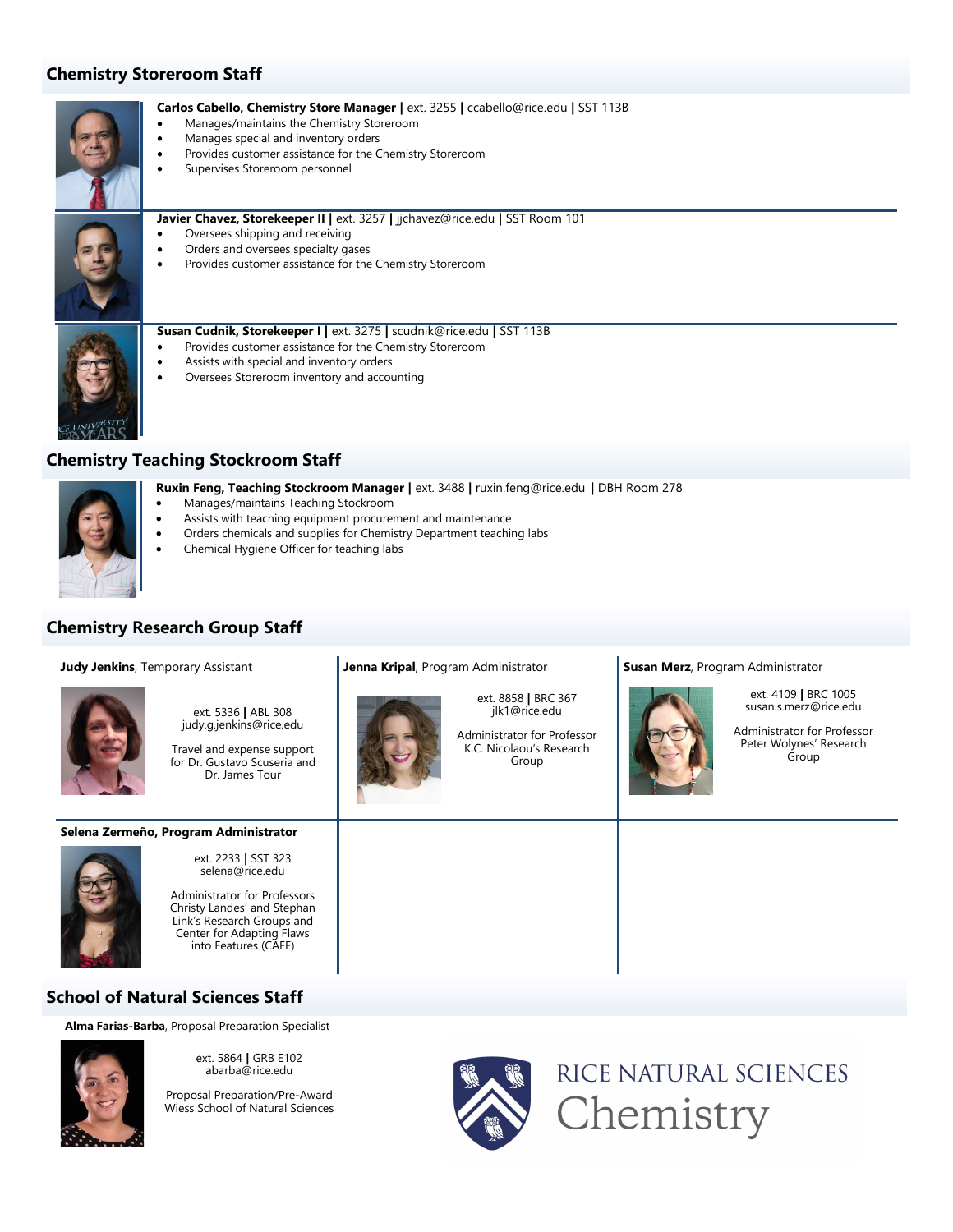## Chemistry Storeroom Staff

**Carlos Cabello, Chemistry Store Manager |** ext. 3255 **|** ccabello@rice.edu **|** SST 113B

- Manages/maintains the Chemistry Storeroom
- Manages special and inventory orders
- Provides customer assistance for the Chemistry Storeroom
- Supervises Storeroom personnel

**Javier Chavez, Storekeeper II |** ext. 3257 **|** jjchavez@rice.edu **|** SST Room 101

- Oversees shipping and receiving
- Orders and oversees specialty gases
- Provides customer assistance for the Chemistry Storeroom

**Susan Cudnik, Storekeeper I |** ext. 3275 **|** scudnik@rice.edu **|** SST 113B

- Provides customer assistance for the Chemistry Storeroom
- Assists with special and inventory orders
- Oversees Storeroom inventory and accounting

## Chemistry Teaching Stockroom Staff

**Ruxin Feng, Teaching Stockroom Manager |** ext. 3488 **|** ruxin.feng@rice.edu **|** DBH Room 278

- Manages/maintains Teaching Stockroom
- Assists with teaching equipment procurement and maintenance
- Orders chemicals and supplies for Chemistry Department teaching labs
- Chemical Hygiene Officer for teaching labs

## Chemistry Research Group Staff

**Judy Jenkins**, Temporary Assistant

ext. 5336 **|** ABL 308
judy.g.jenkins@rice.edu

Travel and expense support for Dr. Gustavo Scuseria and Dr. James Tour

**Jenna Kripal**, Program Administrator

ext. 8858 **|** BRC 367
jlk1@rice.edu

Administrator for Professor K.C. Nicolaou's Research Group

**Susan Merz**, Program Administrator

ext. 4109 **|** BRC 1005
susan.s.merz@rice.edu

Administrator for Professor Peter Wolynes' Research Group

**Selena Zermeño, Program Administrator**

ext. 2233 **|** SST 323
selena@rice.edu

Administrator for Professors Christy Landes' and Stephan Link's Research Groups and Center for Adapting Flaws into Features (CAFF)

## School of Natural Sciences Staff

**Alma Farias-Barba**, Proposal Preparation Specialist

ext. 5864 **|** GRB E102
abarba@rice.edu

Proposal Preparation/Pre-Award
Wiess School of Natural Sciences

RICE NATURAL SCIENCES
Chemistry